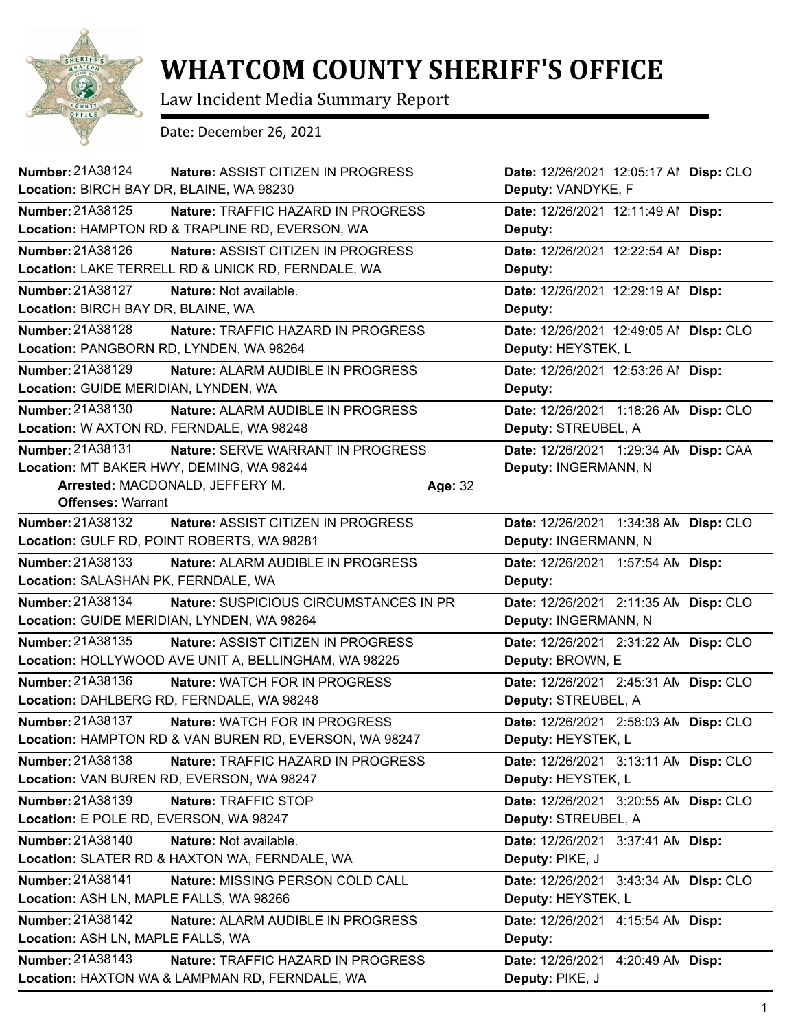# WHATCOM COUNTY SHERIFF'S OFFICE

Law Incident Media Summary Report

Date: December 26, 2021

**Number:** 21A38124 **Nature:** ASSIST CITIZEN IN PROGRESS **Date:** 12/26/2021 12:05:17 AM **Disp:** CLO
**Location:** BIRCH BAY DR, BLAINE, WA 98230 **Deputy:** VANDYKE, F

---

**Number:** 21A38125 **Nature:** TRAFFIC HAZARD IN PROGRESS **Date:** 12/26/2021 12:11:49 AM **Disp:**
**Location:** HAMPTON RD & TRAPLINE RD, EVERSON, WA **Deputy:**

---

**Number:** 21A38126 **Nature:** ASSIST CITIZEN IN PROGRESS **Date:** 12/26/2021 12:22:54 AM **Disp:**
**Location:** LAKE TERRELL RD & UNICK RD, FERNDALE, WA **Deputy:**

---

**Number:** 21A38127 **Nature:** Not available. **Date:** 12/26/2021 12:29:19 AM **Disp:**
**Location:** BIRCH BAY DR, BLAINE, WA **Deputy:**

---

**Number:** 21A38128 **Nature:** TRAFFIC HAZARD IN PROGRESS **Date:** 12/26/2021 12:49:05 AM **Disp:** CLO
**Location:** PANGBORN RD, LYNDEN, WA 98264 **Deputy:** HEYSTEK, L

---

**Number:** 21A38129 **Nature:** ALARM AUDIBLE IN PROGRESS **Date:** 12/26/2021 12:53:26 AM **Disp:**
**Location:** GUIDE MERIDIAN, LYNDEN, WA **Deputy:**

---

**Number:** 21A38130 **Nature:** ALARM AUDIBLE IN PROGRESS **Date:** 12/26/2021 1:18:26 AM **Disp:** CLO
**Location:** W AXTON RD, FERNDALE, WA 98248 **Deputy:** STREUBEL, A

---

**Number:** 21A38131 **Nature:** SERVE WARRANT IN PROGRESS **Date:** 12/26/2021 1:29:34 AM **Disp:** CAA
**Location:** MT BAKER HWY, DEMING, WA 98244 **Deputy:** INGERMANN, N
**Arrested:** MACDONALD, JEFFERY M. **Age:** 32
**Offenses:** Warrant

---

**Number:** 21A38132 **Nature:** ASSIST CITIZEN IN PROGRESS **Date:** 12/26/2021 1:34:38 AM **Disp:** CLO
**Location:** GULF RD, POINT ROBERTS, WA 98281 **Deputy:** INGERMANN, N

---

**Number:** 21A38133 **Nature:** ALARM AUDIBLE IN PROGRESS **Date:** 12/26/2021 1:57:54 AM **Disp:**
**Location:** SALASHAN PK, FERNDALE, WA **Deputy:**

---

**Number:** 21A38134 **Nature:** SUSPICIOUS CIRCUMSTANCES IN PR **Date:** 12/26/2021 2:11:35 AM **Disp:** CLO
**Location:** GUIDE MERIDIAN, LYNDEN, WA 98264 **Deputy:** INGERMANN, N

---

**Number:** 21A38135 **Nature:** ASSIST CITIZEN IN PROGRESS **Date:** 12/26/2021 2:31:22 AM **Disp:** CLO
**Location:** HOLLYWOOD AVE UNIT A, BELLINGHAM, WA 98225 **Deputy:** BROWN, E

---

**Number:** 21A38136 **Nature:** WATCH FOR IN PROGRESS **Date:** 12/26/2021 2:45:31 AM **Disp:** CLO
**Location:** DAHLBERG RD, FERNDALE, WA 98248 **Deputy:** STREUBEL, A

---

**Number:** 21A38137 **Nature:** WATCH FOR IN PROGRESS **Date:** 12/26/2021 2:58:03 AM **Disp:** CLO
**Location:** HAMPTON RD & VAN BUREN RD, EVERSON, WA 98247 **Deputy:** HEYSTEK, L

---

**Number:** 21A38138 **Nature:** TRAFFIC HAZARD IN PROGRESS **Date:** 12/26/2021 3:13:11 AM **Disp:** CLO
**Location:** VAN BUREN RD, EVERSON, WA 98247 **Deputy:** HEYSTEK, L

---

**Number:** 21A38139 **Nature:** TRAFFIC STOP **Date:** 12/26/2021 3:20:55 AM **Disp:** CLO
**Location:** E POLE RD, EVERSON, WA 98247 **Deputy:** STREUBEL, A

---

**Number:** 21A38140 **Nature:** Not available. **Date:** 12/26/2021 3:37:41 AM **Disp:**
**Location:** SLATER RD & HAXTON WA, FERNDALE, WA **Deputy:** PIKE, J

---

**Number:** 21A38141 **Nature:** MISSING PERSON COLD CALL **Date:** 12/26/2021 3:43:34 AM **Disp:** CLO
**Location:** ASH LN, MAPLE FALLS, WA 98266 **Deputy:** HEYSTEK, L

---

**Number:** 21A38142 **Nature:** ALARM AUDIBLE IN PROGRESS **Date:** 12/26/2021 4:15:54 AM **Disp:**
**Location:** ASH LN, MAPLE FALLS, WA **Deputy:**

---

**Number:** 21A38143 **Nature:** TRAFFIC HAZARD IN PROGRESS **Date:** 12/26/2021 4:20:49 AM **Disp:**
**Location:** HAXTON WA & LAMPMAN RD, FERNDALE, WA **Deputy:** PIKE, J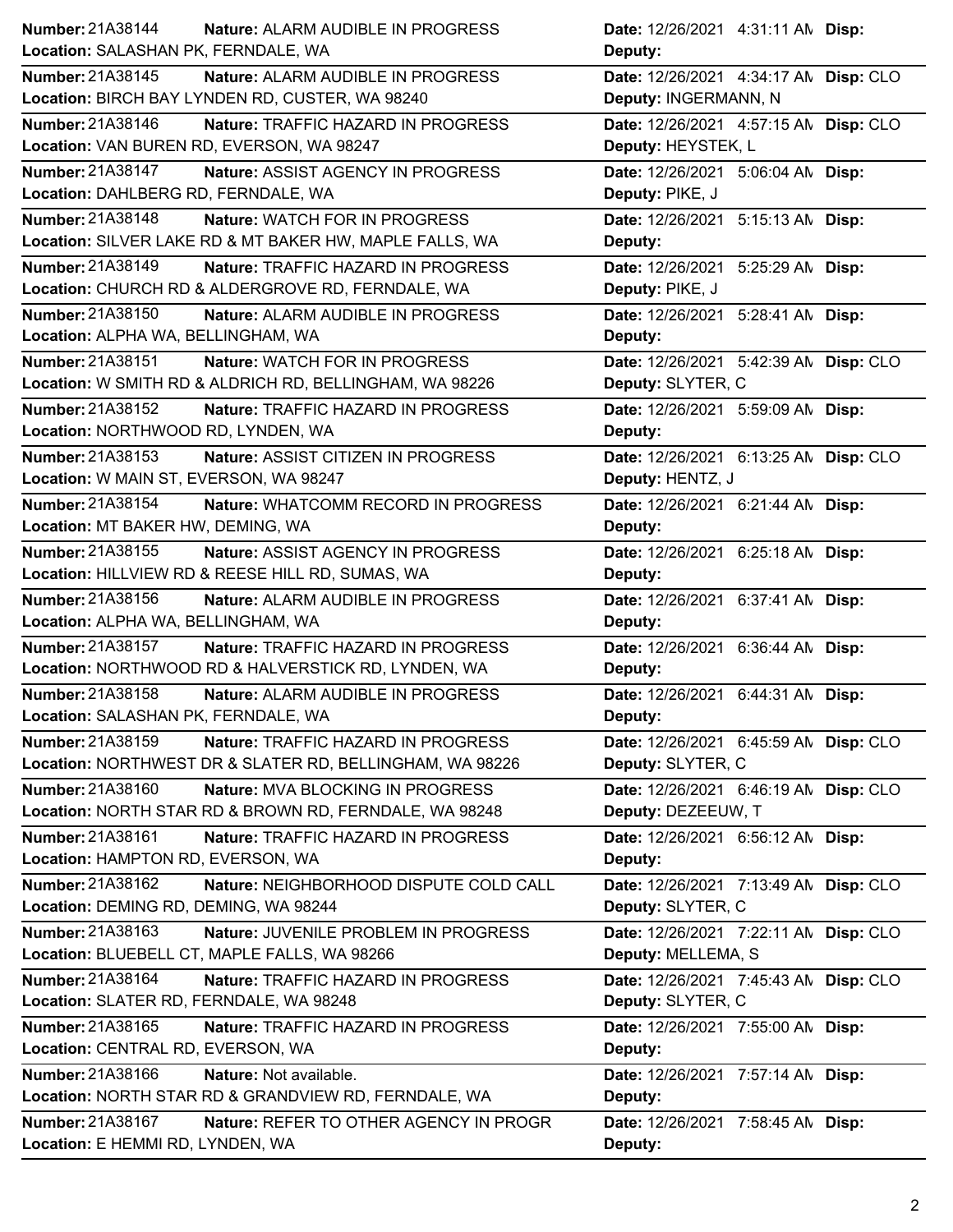**Number:** 21A38144 **Nature:** ALARM AUDIBLE IN PROGRESS **Date:** 12/26/2021 4:31:11 AM **Disp:**
**Location:** SALASHAN PK, FERNDALE, WA **Deputy:**

**Number:** 21A38145 **Nature:** ALARM AUDIBLE IN PROGRESS **Date:** 12/26/2021 4:34:17 AM **Disp:** CLO
**Location:** BIRCH BAY LYNDEN RD, CUSTER, WA 98240 **Deputy:** INGERMANN, N

**Number:** 21A38146 **Nature:** TRAFFIC HAZARD IN PROGRESS **Date:** 12/26/2021 4:57:15 AM **Disp:** CLO
**Location:** VAN BUREN RD, EVERSON, WA 98247 **Deputy:** HEYSTEK, L

**Number:** 21A38147 **Nature:** ASSIST AGENCY IN PROGRESS **Date:** 12/26/2021 5:06:04 AM **Disp:**
**Location:** DAHLBERG RD, FERNDALE, WA **Deputy:** PIKE, J

**Number:** 21A38148 **Nature:** WATCH FOR IN PROGRESS **Date:** 12/26/2021 5:15:13 AM **Disp:**
**Location:** SILVER LAKE RD & MT BAKER HW, MAPLE FALLS, WA **Deputy:**

**Number:** 21A38149 **Nature:** TRAFFIC HAZARD IN PROGRESS **Date:** 12/26/2021 5:25:29 AM **Disp:**
**Location:** CHURCH RD & ALDERGROVE RD, FERNDALE, WA **Deputy:** PIKE, J

**Number:** 21A38150 **Nature:** ALARM AUDIBLE IN PROGRESS **Date:** 12/26/2021 5:28:41 AM **Disp:**
**Location:** ALPHA WA, BELLINGHAM, WA **Deputy:**

**Number:** 21A38151 **Nature:** WATCH FOR IN PROGRESS **Date:** 12/26/2021 5:42:39 AM **Disp:** CLO
**Location:** W SMITH RD & ALDRICH RD, BELLINGHAM, WA 98226 **Deputy:** SLYTER, C

**Number:** 21A38152 **Nature:** TRAFFIC HAZARD IN PROGRESS **Date:** 12/26/2021 5:59:09 AM **Disp:**
**Location:** NORTHWOOD RD, LYNDEN, WA **Deputy:**

**Number:** 21A38153 **Nature:** ASSIST CITIZEN IN PROGRESS **Date:** 12/26/2021 6:13:25 AM **Disp:** CLO
**Location:** W MAIN ST, EVERSON, WA 98247 **Deputy:** HENTZ, J

**Number:** 21A38154 **Nature:** WHATCOMM RECORD IN PROGRESS **Date:** 12/26/2021 6:21:44 AM **Disp:**
**Location:** MT BAKER HW, DEMING, WA **Deputy:**

**Number:** 21A38155 **Nature:** ASSIST AGENCY IN PROGRESS **Date:** 12/26/2021 6:25:18 AM **Disp:**
**Location:** HILLVIEW RD & REESE HILL RD, SUMAS, WA **Deputy:**

**Number:** 21A38156 **Nature:** ALARM AUDIBLE IN PROGRESS **Date:** 12/26/2021 6:37:41 AM **Disp:**
**Location:** ALPHA WA, BELLINGHAM, WA **Deputy:**

**Number:** 21A38157 **Nature:** TRAFFIC HAZARD IN PROGRESS **Date:** 12/26/2021 6:36:44 AM **Disp:**
**Location:** NORTHWOOD RD & HALVERSTICK RD, LYNDEN, WA **Deputy:**

**Number:** 21A38158 **Nature:** ALARM AUDIBLE IN PROGRESS **Date:** 12/26/2021 6:44:31 AM **Disp:**
**Location:** SALASHAN PK, FERNDALE, WA **Deputy:**

**Number:** 21A38159 **Nature:** TRAFFIC HAZARD IN PROGRESS **Date:** 12/26/2021 6:45:59 AM **Disp:** CLO
**Location:** NORTHWEST DR & SLATER RD, BELLINGHAM, WA 98226 **Deputy:** SLYTER, C

**Number:** 21A38160 **Nature:** MVA BLOCKING IN PROGRESS **Date:** 12/26/2021 6:46:19 AM **Disp:** CLO
**Location:** NORTH STAR RD & BROWN RD, FERNDALE, WA 98248 **Deputy:** DEZEEUW, T

**Number:** 21A38161 **Nature:** TRAFFIC HAZARD IN PROGRESS **Date:** 12/26/2021 6:56:12 AM **Disp:**
**Location:** HAMPTON RD, EVERSON, WA **Deputy:**

**Number:** 21A38162 **Nature:** NEIGHBORHOOD DISPUTE COLD CALL **Date:** 12/26/2021 7:13:49 AM **Disp:** CLO
**Location:** DEMING RD, DEMING, WA 98244 **Deputy:** SLYTER, C

**Number:** 21A38163 **Nature:** JUVENILE PROBLEM IN PROGRESS **Date:** 12/26/2021 7:22:11 AM **Disp:** CLO
**Location:** BLUEBELL CT, MAPLE FALLS, WA 98266 **Deputy:** MELLEMA, S

**Number:** 21A38164 **Nature:** TRAFFIC HAZARD IN PROGRESS **Date:** 12/26/2021 7:45:43 AM **Disp:** CLO
**Location:** SLATER RD, FERNDALE, WA 98248 **Deputy:** SLYTER, C

**Number:** 21A38165 **Nature:** TRAFFIC HAZARD IN PROGRESS **Date:** 12/26/2021 7:55:00 AM **Disp:**
**Location:** CENTRAL RD, EVERSON, WA **Deputy:**

**Number:** 21A38166 **Nature:** Not available. **Date:** 12/26/2021 7:57:14 AM **Disp:**
**Location:** NORTH STAR RD & GRANDVIEW RD, FERNDALE, WA **Deputy:**

**Number:** 21A38167 **Nature:** REFER TO OTHER AGENCY IN PROGR **Date:** 12/26/2021 7:58:45 AM **Disp:**
**Location:** E HEMMI RD, LYNDEN, WA **Deputy:**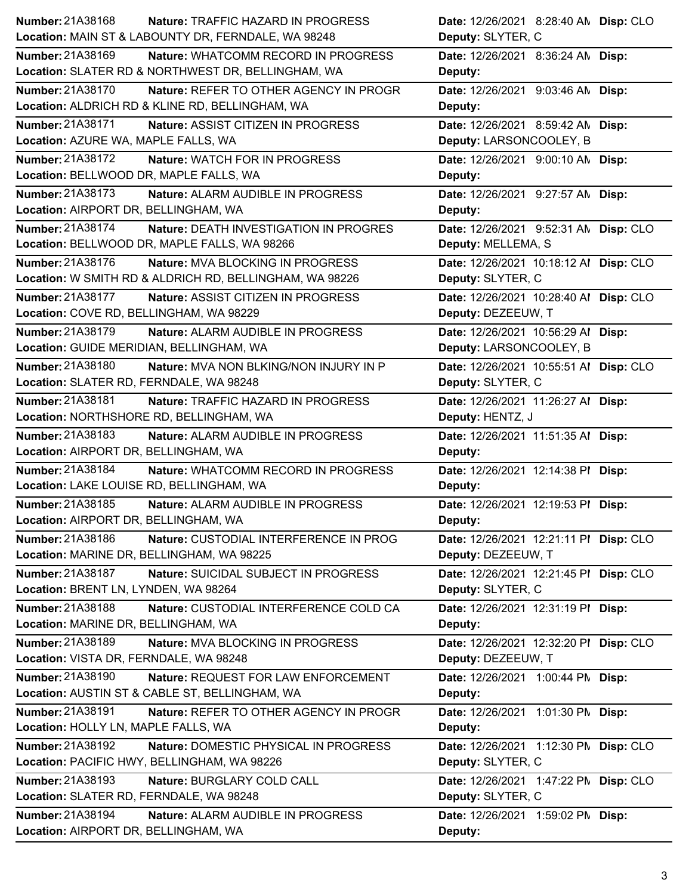| Number | Nature | Location | Date | Deputy | Disp |
|---|---|---|---|---|---|
| 21A38168 | TRAFFIC HAZARD IN PROGRESS | MAIN ST & LABOUNTY DR, FERNDALE, WA 98248 | 12/26/2021 8:28:40 AM | SLYTER, C | CLO |
| 21A38169 | WHATCOMM RECORD IN PROGRESS | SLATER RD & NORTHWEST DR, BELLINGHAM, WA | 12/26/2021 8:36:24 AM | | |
| 21A38170 | REFER TO OTHER AGENCY IN PROGR | ALDRICH RD & KLINE RD, BELLINGHAM, WA | 12/26/2021 9:03:46 AM | | |
| 21A38171 | ASSIST CITIZEN IN PROGRESS | AZURE WA, MAPLE FALLS, WA | 12/26/2021 8:59:42 AM | LARSONCOOLEY, B | |
| 21A38172 | WATCH FOR IN PROGRESS | BELLWOOD DR, MAPLE FALLS, WA | 12/26/2021 9:00:10 AM | | |
| 21A38173 | ALARM AUDIBLE IN PROGRESS | AIRPORT DR, BELLINGHAM, WA | 12/26/2021 9:27:57 AM | | |
| 21A38174 | DEATH INVESTIGATION IN PROGRES | BELLWOOD DR, MAPLE FALLS, WA 98266 | 12/26/2021 9:52:31 AM | MELLEMA, S | CLO |
| 21A38176 | MVA BLOCKING IN PROGRESS | W SMITH RD & ALDRICH RD, BELLINGHAM, WA 98226 | 12/26/2021 10:18:12 AM | SLYTER, C | CLO |
| 21A38177 | ASSIST CITIZEN IN PROGRESS | COVE RD, BELLINGHAM, WA 98229 | 12/26/2021 10:28:40 AM | DEZEEUW, T | CLO |
| 21A38179 | ALARM AUDIBLE IN PROGRESS | GUIDE MERIDIAN, BELLINGHAM, WA | 12/26/2021 10:56:29 AM | LARSONCOOLEY, B | |
| 21A38180 | MVA NON BLKING/NON INJURY IN P | SLATER RD, FERNDALE, WA 98248 | 12/26/2021 10:55:51 AM | SLYTER, C | CLO |
| 21A38181 | TRAFFIC HAZARD IN PROGRESS | NORTHSHORE RD, BELLINGHAM, WA | 12/26/2021 11:26:27 AM | HENTZ, J | |
| 21A38183 | ALARM AUDIBLE IN PROGRESS | AIRPORT DR, BELLINGHAM, WA | 12/26/2021 11:51:35 AM | | |
| 21A38184 | WHATCOMM RECORD IN PROGRESS | LAKE LOUISE RD, BELLINGHAM, WA | 12/26/2021 12:14:38 PM | | |
| 21A38185 | ALARM AUDIBLE IN PROGRESS | AIRPORT DR, BELLINGHAM, WA | 12/26/2021 12:19:53 PM | | |
| 21A38186 | CUSTODIAL INTERFERENCE IN PROG | MARINE DR, BELLINGHAM, WA 98225 | 12/26/2021 12:21:11 PM | DEZEEUW, T | CLO |
| 21A38187 | SUICIDAL SUBJECT IN PROGRESS | BRENT LN, LYNDEN, WA 98264 | 12/26/2021 12:21:45 PM | SLYTER, C | CLO |
| 21A38188 | CUSTODIAL INTERFERENCE COLD CA | MARINE DR, BELLINGHAM, WA | 12/26/2021 12:31:19 PM | | |
| 21A38189 | MVA BLOCKING IN PROGRESS | VISTA DR, FERNDALE, WA 98248 | 12/26/2021 12:32:20 PM | DEZEEUW, T | CLO |
| 21A38190 | REQUEST FOR LAW ENFORCEMENT | AUSTIN ST & CABLE ST, BELLINGHAM, WA | 12/26/2021 1:00:44 PM | | |
| 21A38191 | REFER TO OTHER AGENCY IN PROGR | HOLLY LN, MAPLE FALLS, WA | 12/26/2021 1:01:30 PM | | |
| 21A38192 | DOMESTIC PHYSICAL IN PROGRESS | PACIFIC HWY, BELLINGHAM, WA 98226 | 12/26/2021 1:12:30 PM | SLYTER, C | CLO |
| 21A38193 | BURGLARY COLD CALL | SLATER RD, FERNDALE, WA 98248 | 12/26/2021 1:47:22 PM | SLYTER, C | CLO |
| 21A38194 | ALARM AUDIBLE IN PROGRESS | AIRPORT DR, BELLINGHAM, WA | 12/26/2021 1:59:02 PM | | |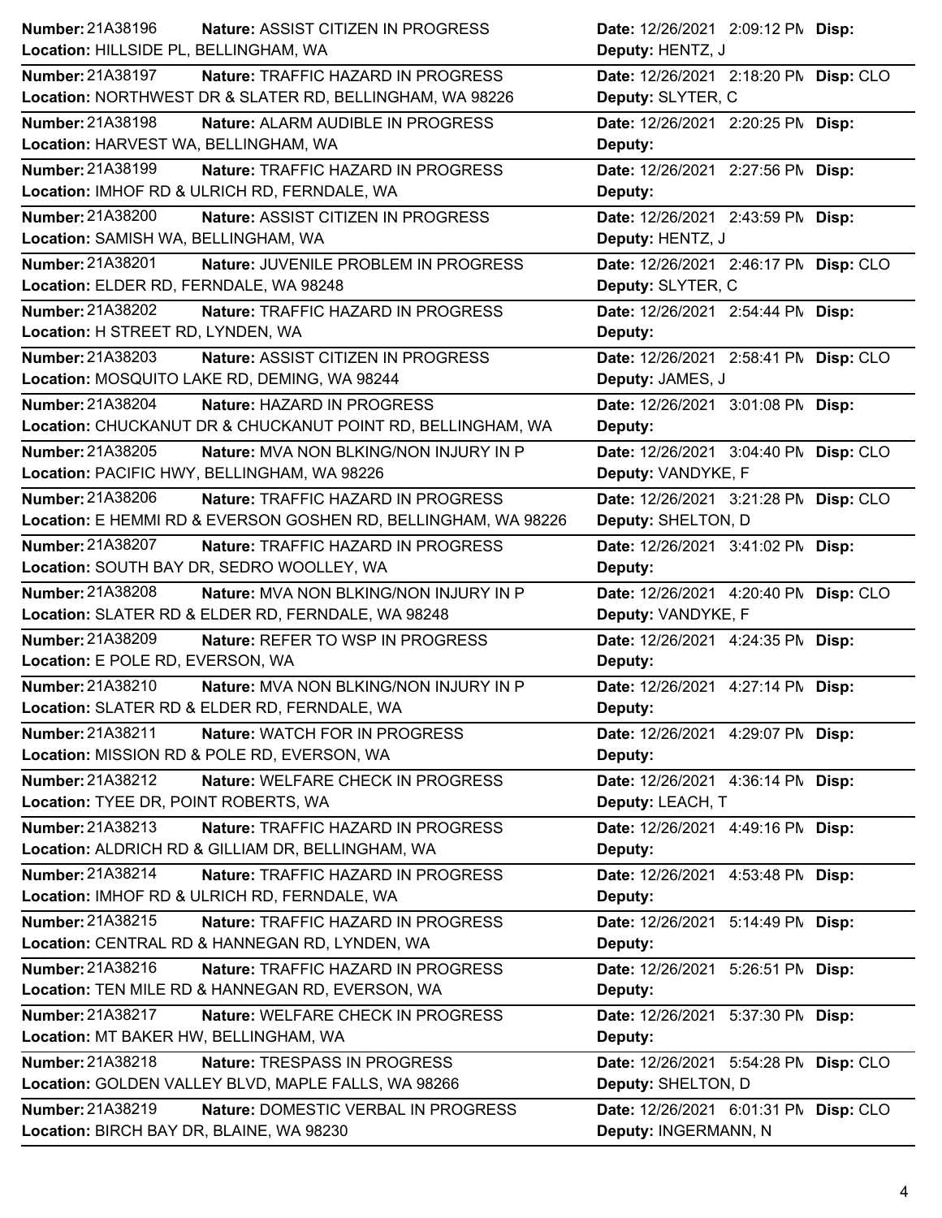| Number | Nature | Date | Disp | Location | Deputy |
|---|---|---|---|---|---|
| 21A38196 | ASSIST CITIZEN IN PROGRESS | 12/26/2021 2:09:12 PM | | HILLSIDE PL, BELLINGHAM, WA | HENTZ, J |
| 21A38197 | TRAFFIC HAZARD IN PROGRESS | 12/26/2021 2:18:20 PM | CLO | NORTHWEST DR & SLATER RD, BELLINGHAM, WA 98226 | SLYTER, C |
| 21A38198 | ALARM AUDIBLE IN PROGRESS | 12/26/2021 2:20:25 PM | | HARVEST WA, BELLINGHAM, WA | |
| 21A38199 | TRAFFIC HAZARD IN PROGRESS | 12/26/2021 2:27:56 PM | | IMHOF RD & ULRICH RD, FERNDALE, WA | |
| 21A38200 | ASSIST CITIZEN IN PROGRESS | 12/26/2021 2:43:59 PM | | SAMISH WA, BELLINGHAM, WA | HENTZ, J |
| 21A38201 | JUVENILE PROBLEM IN PROGRESS | 12/26/2021 2:46:17 PM | CLO | ELDER RD, FERNDALE, WA 98248 | SLYTER, C |
| 21A38202 | TRAFFIC HAZARD IN PROGRESS | 12/26/2021 2:54:44 PM | | H STREET RD, LYNDEN, WA | |
| 21A38203 | ASSIST CITIZEN IN PROGRESS | 12/26/2021 2:58:41 PM | CLO | MOSQUITO LAKE RD, DEMING, WA 98244 | JAMES, J |
| 21A38204 | HAZARD IN PROGRESS | 12/26/2021 3:01:08 PM | | CHUCKANUT DR & CHUCKANUT POINT RD, BELLINGHAM, WA | |
| 21A38205 | MVA NON BLKING/NON INJURY IN P | 12/26/2021 3:04:40 PM | CLO | PACIFIC HWY, BELLINGHAM, WA 98226 | VANDYKE, F |
| 21A38206 | TRAFFIC HAZARD IN PROGRESS | 12/26/2021 3:21:28 PM | CLO | E HEMMI RD & EVERSON GOSHEN RD, BELLINGHAM, WA 98226 | SHELTON, D |
| 21A38207 | TRAFFIC HAZARD IN PROGRESS | 12/26/2021 3:41:02 PM | | SOUTH BAY DR, SEDRO WOOLLEY, WA | |
| 21A38208 | MVA NON BLKING/NON INJURY IN P | 12/26/2021 4:20:40 PM | CLO | SLATER RD & ELDER RD, FERNDALE, WA 98248 | VANDYKE, F |
| 21A38209 | REFER TO WSP IN PROGRESS | 12/26/2021 4:24:35 PM | | E POLE RD, EVERSON, WA | |
| 21A38210 | MVA NON BLKING/NON INJURY IN P | 12/26/2021 4:27:14 PM | | SLATER RD & ELDER RD, FERNDALE, WA | |
| 21A38211 | WATCH FOR IN PROGRESS | 12/26/2021 4:29:07 PM | | MISSION RD & POLE RD, EVERSON, WA | |
| 21A38212 | WELFARE CHECK IN PROGRESS | 12/26/2021 4:36:14 PM | | TYEE DR, POINT ROBERTS, WA | LEACH, T |
| 21A38213 | TRAFFIC HAZARD IN PROGRESS | 12/26/2021 4:49:16 PM | | ALDRICH RD & GILLIAM DR, BELLINGHAM, WA | |
| 21A38214 | TRAFFIC HAZARD IN PROGRESS | 12/26/2021 4:53:48 PM | | IMHOF RD & ULRICH RD, FERNDALE, WA | |
| 21A38215 | TRAFFIC HAZARD IN PROGRESS | 12/26/2021 5:14:49 PM | | CENTRAL RD & HANNEGAN RD, LYNDEN, WA | |
| 21A38216 | TRAFFIC HAZARD IN PROGRESS | 12/26/2021 5:26:51 PM | | TEN MILE RD & HANNEGAN RD, EVERSON, WA | |
| 21A38217 | WELFARE CHECK IN PROGRESS | 12/26/2021 5:37:30 PM | | MT BAKER HW, BELLINGHAM, WA | |
| 21A38218 | TRESPASS IN PROGRESS | 12/26/2021 5:54:28 PM | CLO | GOLDEN VALLEY BLVD, MAPLE FALLS, WA 98266 | SHELTON, D |
| 21A38219 | DOMESTIC VERBAL IN PROGRESS | 12/26/2021 6:01:31 PM | CLO | BIRCH BAY DR, BLAINE, WA 98230 | INGERMANN, N |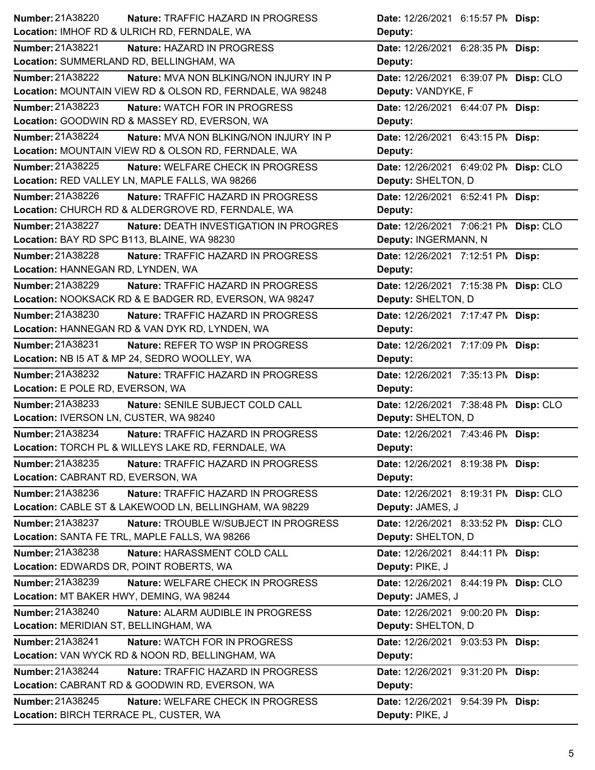| Number | Nature | Location | Date | Deputy | Disp |
|---|---|---|---|---|---|
| 21A38220 | TRAFFIC HAZARD IN PROGRESS | IMHOF RD & ULRICH RD, FERNDALE, WA | 12/26/2021 6:15:57 PM | | |
| 21A38221 | HAZARD IN PROGRESS | SUMMERLAND RD, BELLINGHAM, WA | 12/26/2021 6:28:35 PM | | |
| 21A38222 | MVA NON BLKING/NON INJURY IN P | MOUNTAIN VIEW RD & OLSON RD, FERNDALE, WA 98248 | 12/26/2021 6:39:07 PM | VANDYKE, F | CLO |
| 21A38223 | WATCH FOR IN PROGRESS | GOODWIN RD & MASSEY RD, EVERSON, WA | 12/26/2021 6:44:07 PM | | |
| 21A38224 | MVA NON BLKING/NON INJURY IN P | MOUNTAIN VIEW RD & OLSON RD, FERNDALE, WA | 12/26/2021 6:43:15 PM | | |
| 21A38225 | WELFARE CHECK IN PROGRESS | RED VALLEY LN, MAPLE FALLS, WA 98266 | 12/26/2021 6:49:02 PM | SHELTON, D | CLO |
| 21A38226 | TRAFFIC HAZARD IN PROGRESS | CHURCH RD & ALDERGROVE RD, FERNDALE, WA | 12/26/2021 6:52:41 PM | | |
| 21A38227 | DEATH INVESTIGATION IN PROGRES | BAY RD SPC B113, BLAINE, WA 98230 | 12/26/2021 7:06:21 PM | INGERMANN, N | CLO |
| 21A38228 | TRAFFIC HAZARD IN PROGRESS | HANNEGAN RD, LYNDEN, WA | 12/26/2021 7:12:51 PM | | |
| 21A38229 | TRAFFIC HAZARD IN PROGRESS | NOOKSACK RD & E BADGER RD, EVERSON, WA 98247 | 12/26/2021 7:15:38 PM | SHELTON, D | CLO |
| 21A38230 | TRAFFIC HAZARD IN PROGRESS | HANNEGAN RD & VAN DYK RD, LYNDEN, WA | 12/26/2021 7:17:47 PM | | |
| 21A38231 | REFER TO WSP IN PROGRESS | NB I5 AT & MP 24, SEDRO WOOLLEY, WA | 12/26/2021 7:17:09 PM | | |
| 21A38232 | TRAFFIC HAZARD IN PROGRESS | E POLE RD, EVERSON, WA | 12/26/2021 7:35:13 PM | | |
| 21A38233 | SENILE SUBJECT COLD CALL | IVERSON LN, CUSTER, WA 98240 | 12/26/2021 7:38:48 PM | SHELTON, D | CLO |
| 21A38234 | TRAFFIC HAZARD IN PROGRESS | TORCH PL & WILLEYS LAKE RD, FERNDALE, WA | 12/26/2021 7:43:46 PM | | |
| 21A38235 | TRAFFIC HAZARD IN PROGRESS | CABRANT RD, EVERSON, WA | 12/26/2021 8:19:38 PM | | |
| 21A38236 | TRAFFIC HAZARD IN PROGRESS | CABLE ST & LAKEWOOD LN, BELLINGHAM, WA 98229 | 12/26/2021 8:19:31 PM | JAMES, J | CLO |
| 21A38237 | TROUBLE W/SUBJECT IN PROGRESS | SANTA FE TRL, MAPLE FALLS, WA 98266 | 12/26/2021 8:33:52 PM | SHELTON, D | CLO |
| 21A38238 | HARASSMENT COLD CALL | EDWARDS DR, POINT ROBERTS, WA | 12/26/2021 8:44:11 PM | PIKE, J | |
| 21A38239 | WELFARE CHECK IN PROGRESS | MT BAKER HWY, DEMING, WA 98244 | 12/26/2021 8:44:19 PM | JAMES, J | CLO |
| 21A38240 | ALARM AUDIBLE IN PROGRESS | MERIDIAN ST, BELLINGHAM, WA | 12/26/2021 9:00:20 PM | SHELTON, D | |
| 21A38241 | WATCH FOR IN PROGRESS | VAN WYCK RD & NOON RD, BELLINGHAM, WA | 12/26/2021 9:03:53 PM | | |
| 21A38244 | TRAFFIC HAZARD IN PROGRESS | CABRANT RD & GOODWIN RD, EVERSON, WA | 12/26/2021 9:31:20 PM | | |
| 21A38245 | WELFARE CHECK IN PROGRESS | BIRCH TERRACE PL, CUSTER, WA | 12/26/2021 9:54:39 PM | PIKE, J | |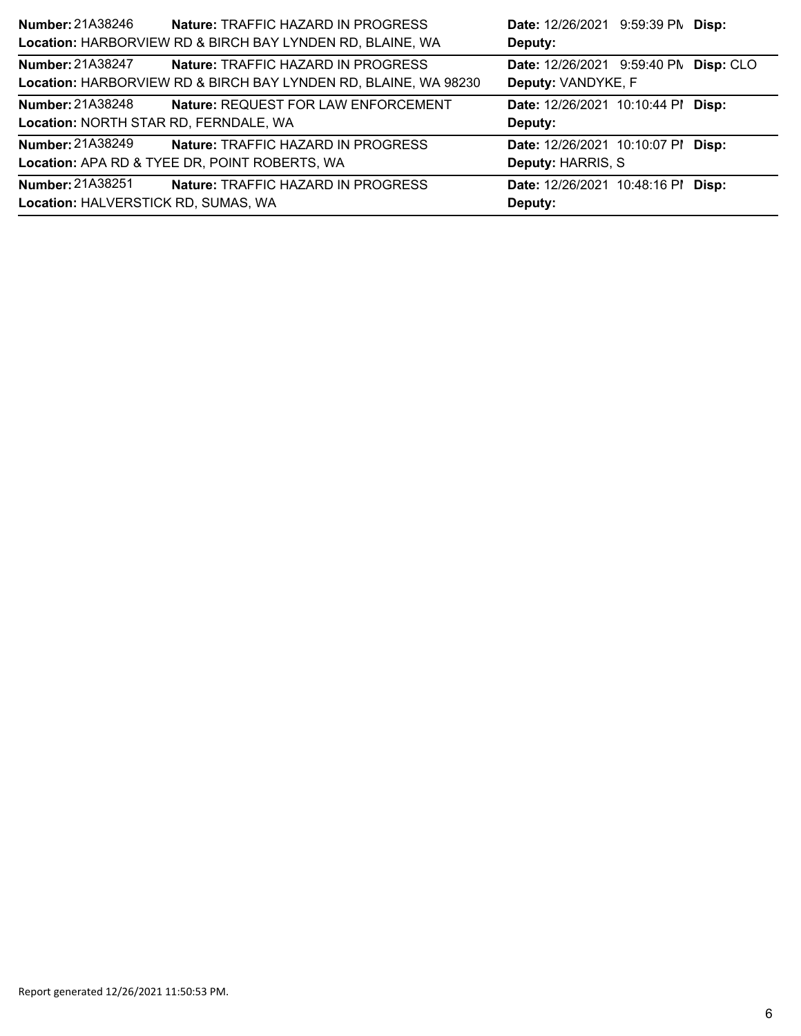**Number:** 21A38246 **Nature:** TRAFFIC HAZARD IN PROGRESS **Date:** 12/26/2021 9:59:39 PM **Disp:**
**Location:** HARBORVIEW RD & BIRCH BAY LYNDEN RD, BLAINE, WA **Deputy:**

**Number:** 21A38247 **Nature:** TRAFFIC HAZARD IN PROGRESS **Date:** 12/26/2021 9:59:40 PM **Disp:** CLO
**Location:** HARBORVIEW RD & BIRCH BAY LYNDEN RD, BLAINE, WA 98230 **Deputy:** VANDYKE, F

**Number:** 21A38248 **Nature:** REQUEST FOR LAW ENFORCEMENT **Date:** 12/26/2021 10:10:44 PM **Disp:**
**Location:** NORTH STAR RD, FERNDALE, WA **Deputy:**

**Number:** 21A38249 **Nature:** TRAFFIC HAZARD IN PROGRESS **Date:** 12/26/2021 10:10:07 PM **Disp:**
**Location:** APA RD & TYEE DR, POINT ROBERTS, WA **Deputy:** HARRIS, S

**Number:** 21A38251 **Nature:** TRAFFIC HAZARD IN PROGRESS **Date:** 12/26/2021 10:48:16 PM **Disp:**
**Location:** HALVERSTICK RD, SUMAS, WA **Deputy:**

Report generated 12/26/2021 11:50:53 PM.